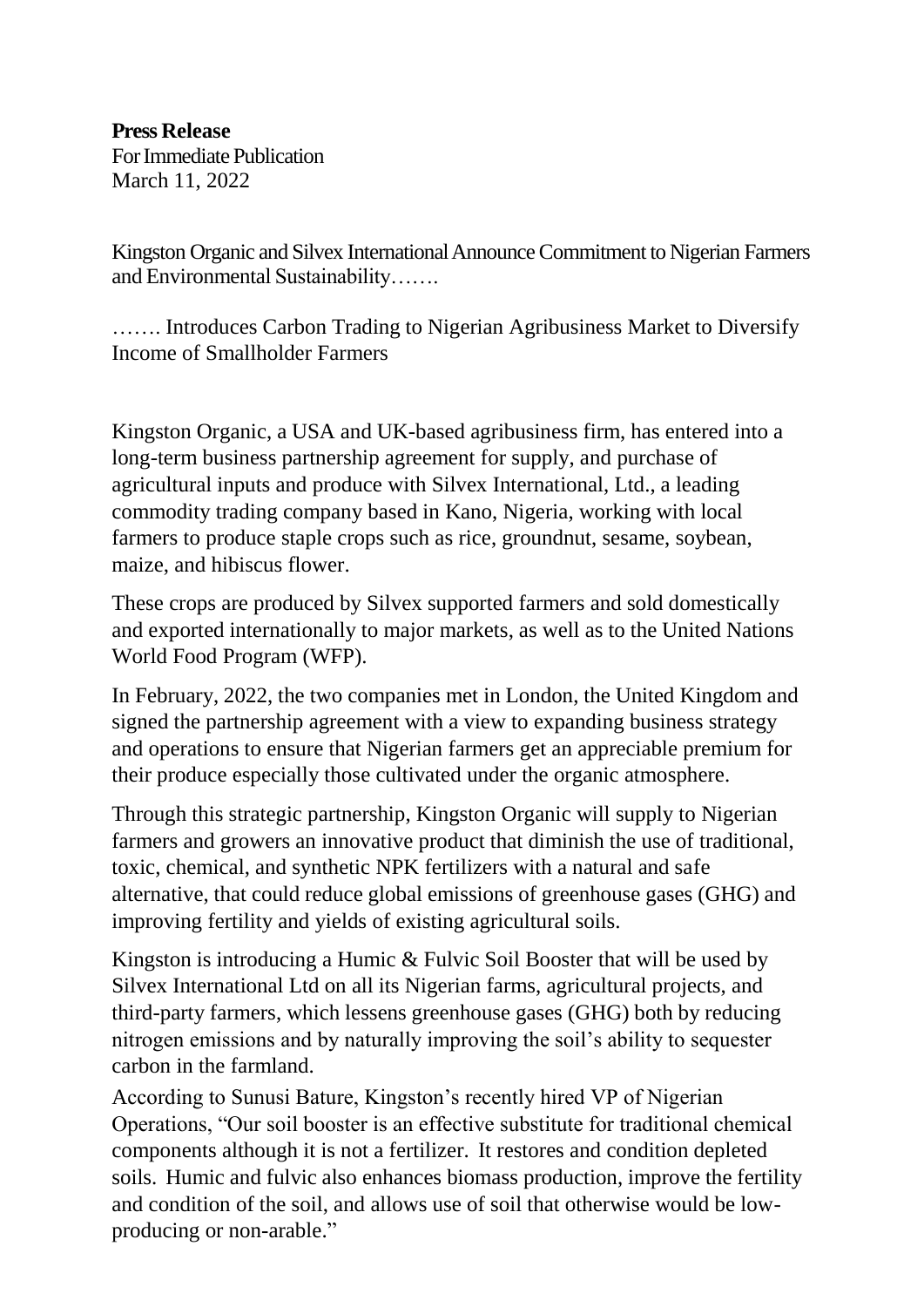**Press Release**
For Immediate Publication
March 11, 2022

Kingston Organic and Silvex International Announce Commitment to Nigerian Farmers and Environmental Sustainability…….

……. Introduces Carbon Trading to Nigerian Agribusiness Market to Diversify Income of Smallholder Farmers

Kingston Organic, a USA and UK-based agribusiness firm, has entered into a long-term business partnership agreement for supply, and purchase of agricultural inputs and produce with Silvex International, Ltd., a leading commodity trading company based in Kano, Nigeria, working with local farmers to produce staple crops such as rice, groundnut, sesame, soybean, maize, and hibiscus flower.

These crops are produced by Silvex supported farmers and sold domestically and exported internationally to major markets, as well as to the United Nations World Food Program (WFP).

In February, 2022, the two companies met in London, the United Kingdom and signed the partnership agreement with a view to expanding business strategy and operations to ensure that Nigerian farmers get an appreciable premium for their produce especially those cultivated under the organic atmosphere.

Through this strategic partnership, Kingston Organic will supply to Nigerian farmers and growers an innovative product that diminish the use of traditional, toxic, chemical, and synthetic NPK fertilizers with a natural and safe alternative, that could reduce global emissions of greenhouse gases (GHG) and improving fertility and yields of existing agricultural soils.

Kingston is introducing a Humic & Fulvic Soil Booster that will be used by Silvex International Ltd on all its Nigerian farms, agricultural projects, and third-party farmers, which lessens greenhouse gases (GHG) both by reducing nitrogen emissions and by naturally improving the soil's ability to sequester carbon in the farmland.

According to Sunusi Bature, Kingston's recently hired VP of Nigerian Operations, "Our soil booster is an effective substitute for traditional chemical components although it is not a fertilizer. It restores and condition depleted soils. Humic and fulvic also enhances biomass production, improve the fertility and condition of the soil, and allows use of soil that otherwise would be low-producing or non-arable."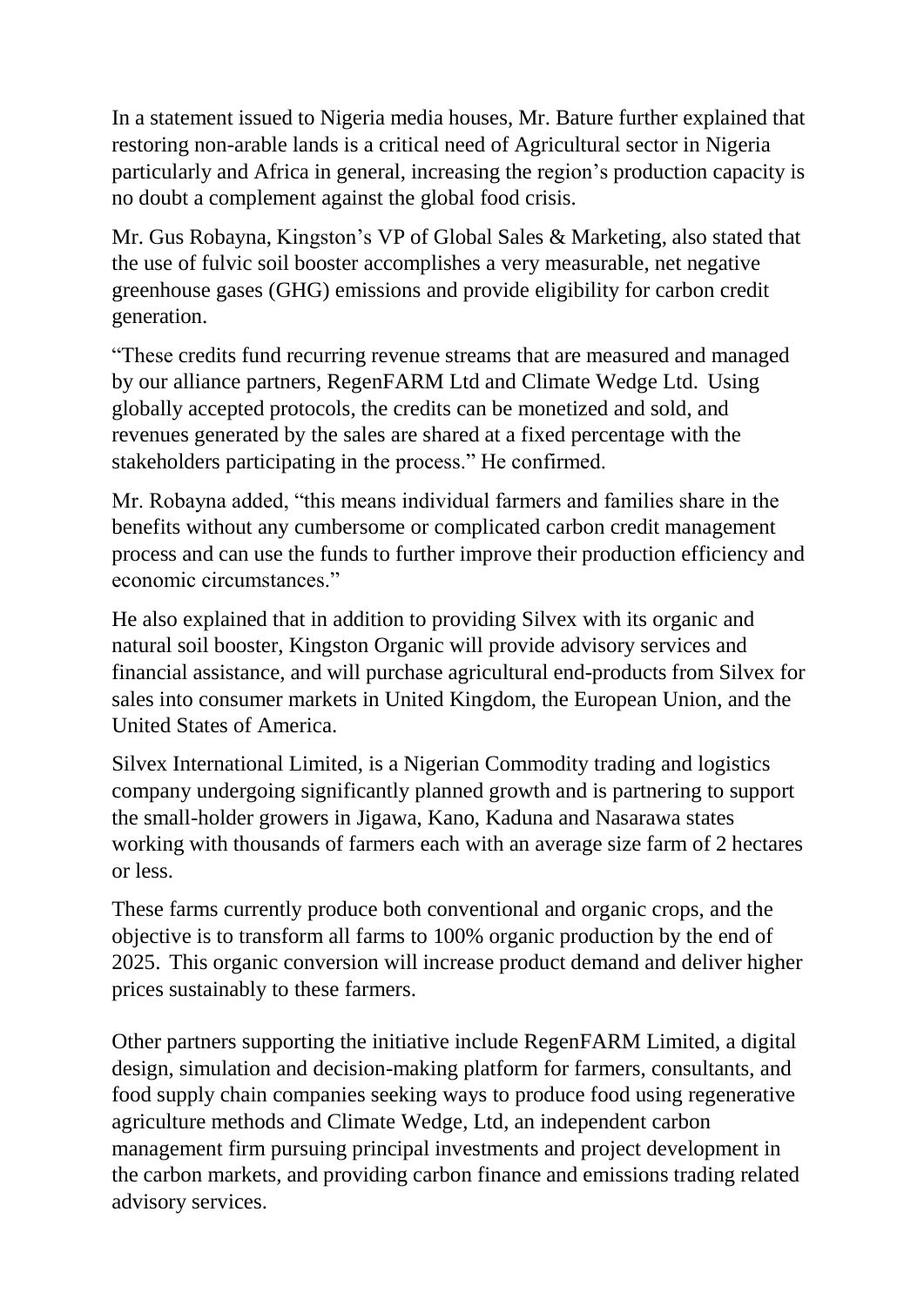In a statement issued to Nigeria media houses, Mr. Bature further explained that restoring non-arable lands is a critical need of Agricultural sector in Nigeria particularly and Africa in general, increasing the region's production capacity is no doubt a complement against the global food crisis.

Mr. Gus Robayna, Kingston's VP of Global Sales & Marketing, also stated that the use of fulvic soil booster accomplishes a very measurable, net negative greenhouse gases (GHG) emissions and provide eligibility for carbon credit generation.

"These credits fund recurring revenue streams that are measured and managed by our alliance partners, RegenFARM Ltd and Climate Wedge Ltd. Using globally accepted protocols, the credits can be monetized and sold, and revenues generated by the sales are shared at a fixed percentage with the stakeholders participating in the process." He confirmed.

Mr. Robayna added, "this means individual farmers and families share in the benefits without any cumbersome or complicated carbon credit management process and can use the funds to further improve their production efficiency and economic circumstances."

He also explained that in addition to providing Silvex with its organic and natural soil booster, Kingston Organic will provide advisory services and financial assistance, and will purchase agricultural end-products from Silvex for sales into consumer markets in United Kingdom, the European Union, and the United States of America.

Silvex International Limited, is a Nigerian Commodity trading and logistics company undergoing significantly planned growth and is partnering to support the small-holder growers in Jigawa, Kano, Kaduna and Nasarawa states working with thousands of farmers each with an average size farm of 2 hectares or less.

These farms currently produce both conventional and organic crops, and the objective is to transform all farms to 100% organic production by the end of 2025. This organic conversion will increase product demand and deliver higher prices sustainably to these farmers.

Other partners supporting the initiative include RegenFARM Limited, a digital design, simulation and decision-making platform for farmers, consultants, and food supply chain companies seeking ways to produce food using regenerative agriculture methods and Climate Wedge, Ltd, an independent carbon management firm pursuing principal investments and project development in the carbon markets, and providing carbon finance and emissions trading related advisory services.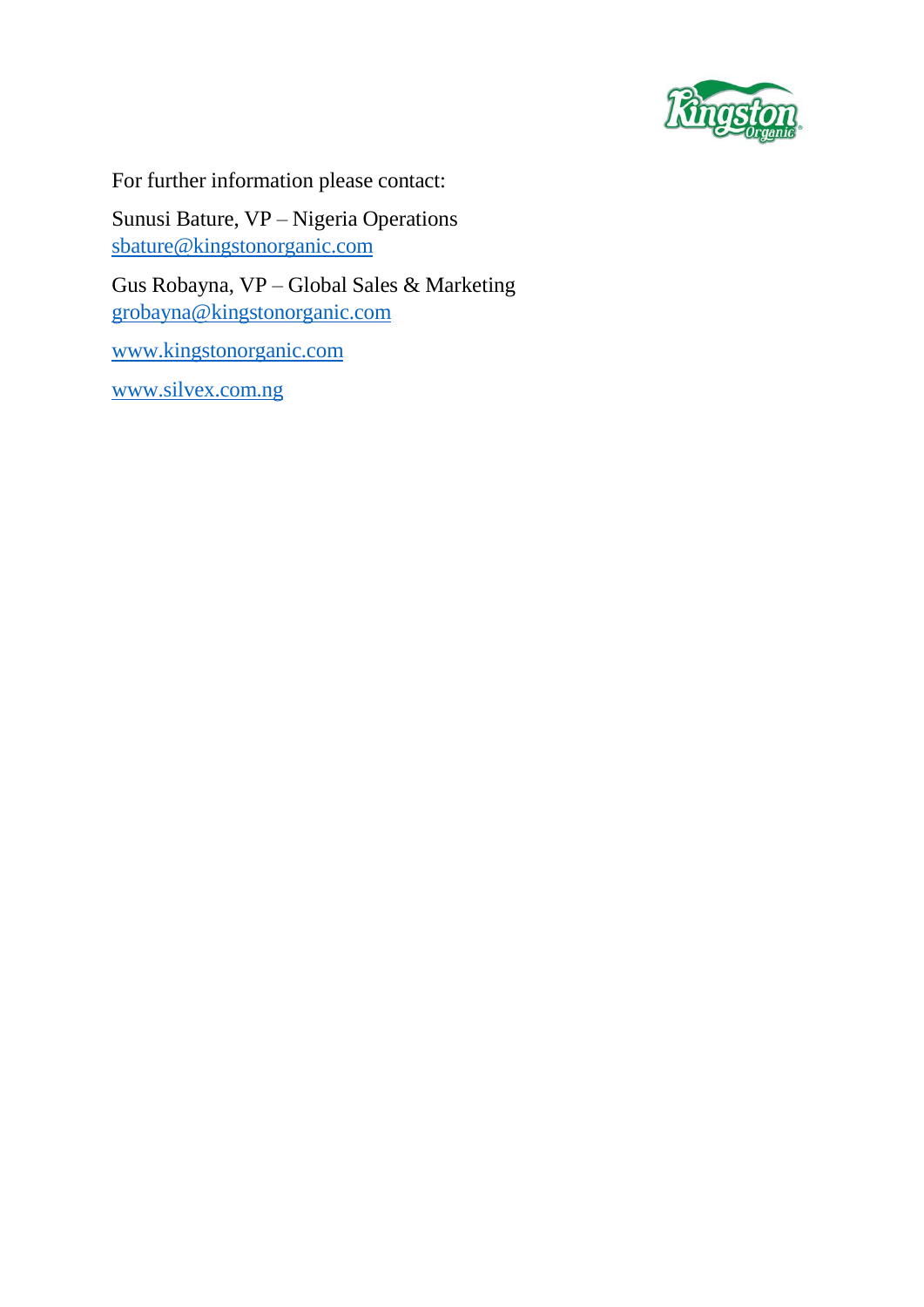For further information please contact:

Sunusi Bature, VP – Nigeria Operations
sbature@kingstonorganic.com

Gus Robayna, VP – Global Sales & Marketing
grobayna@kingstonorganic.com

www.kingstonorganic.com

www.silvex.com.ng